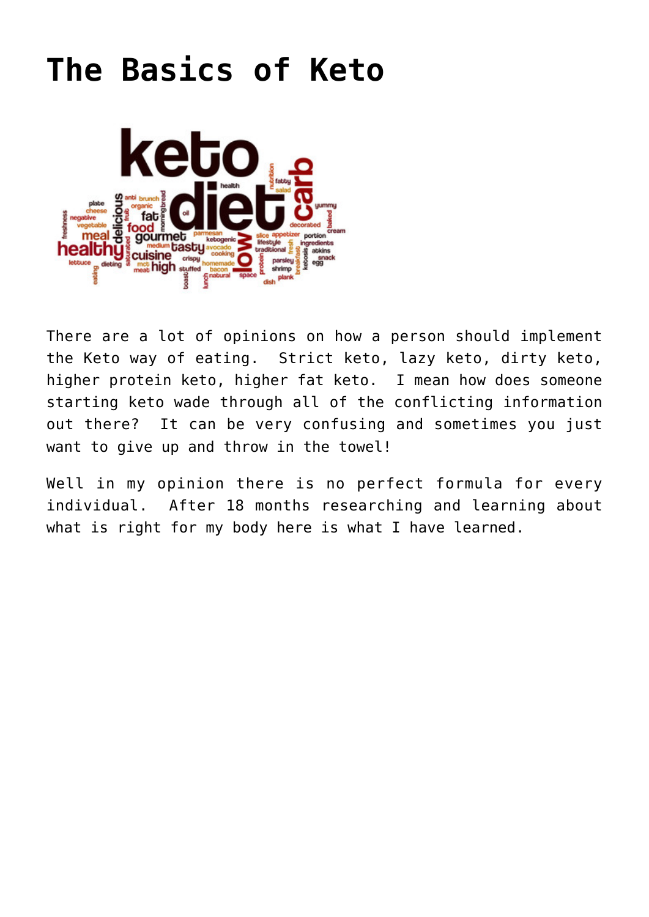# The Basics of Keto

There are a lot of opinions on how a person should implement the Keto way of eating. Strict keto, lazy keto, dirty keto, higher protein keto, higher fat keto. I mean how does someone starting keto wade through all of the conflicting information out there? It can be very confusing and sometimes you just want to give up and throw in the towel!

Well in my opinion there is no perfect formula for every individual. After 18 months researching and learning about what is right for my body here is what I have learned.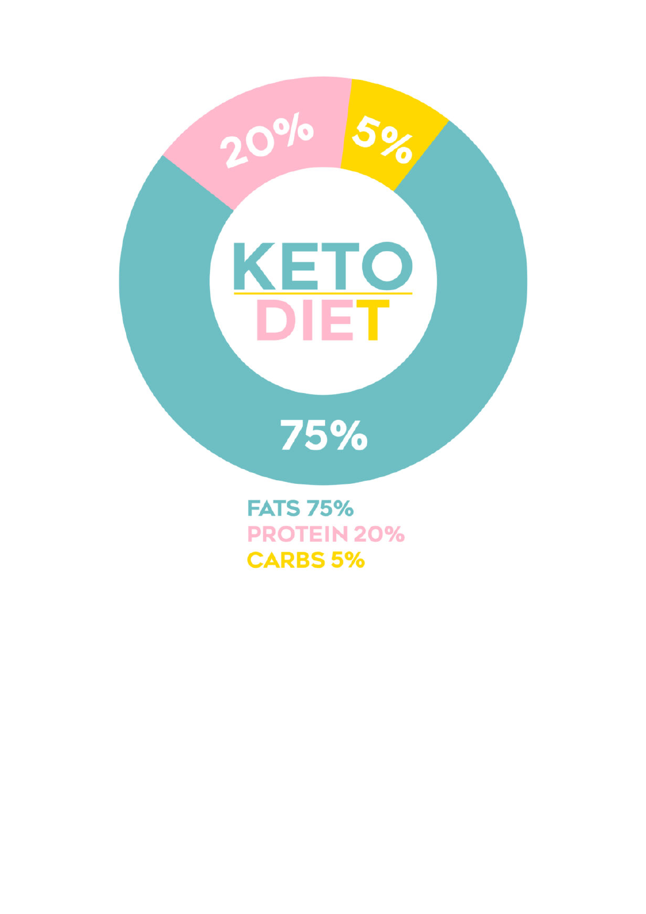20%

5%

KETO DIET

75%

FATS 75%
PROTEIN 20%
CARBS 5%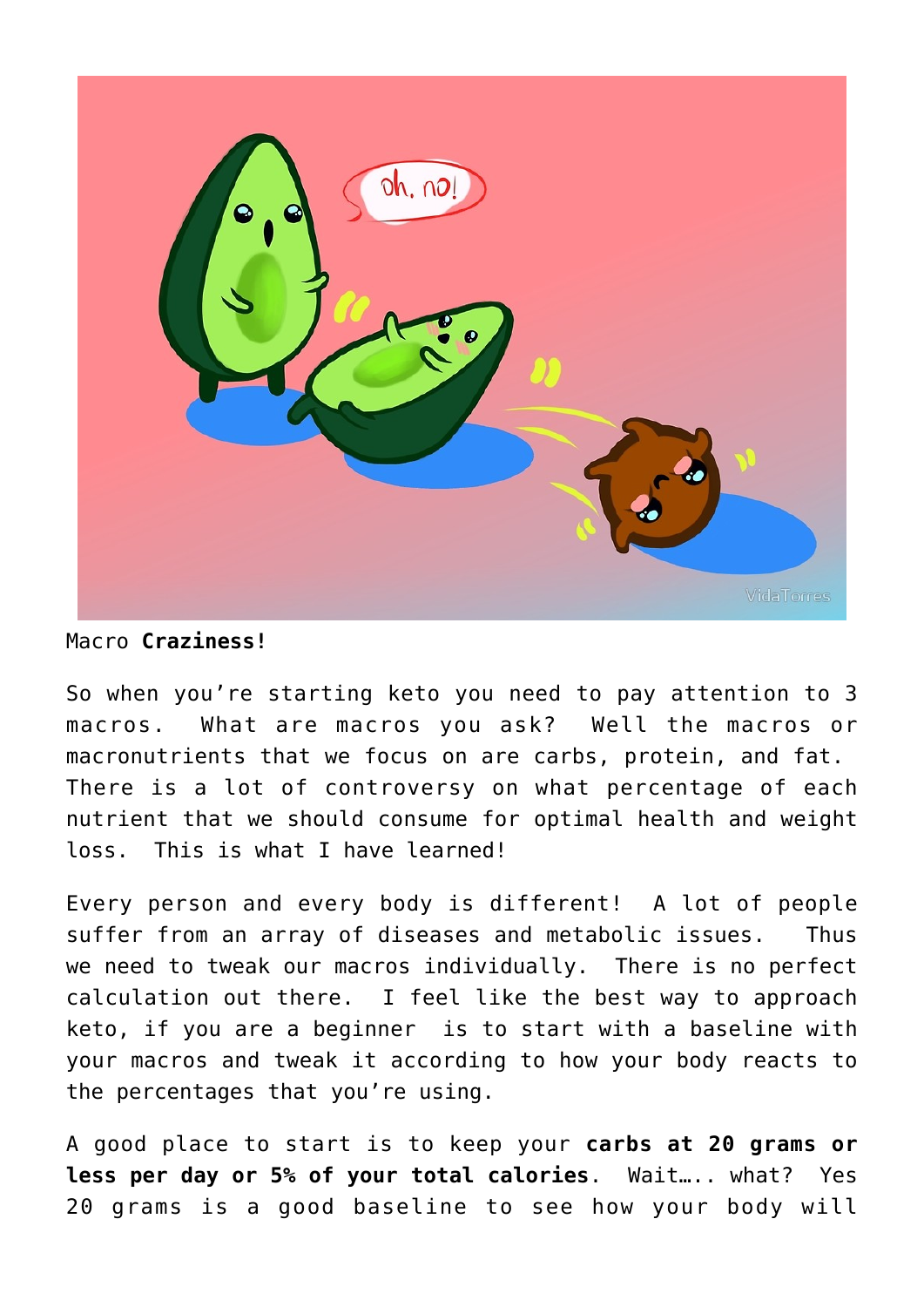Macro **Craziness**!

So when you're starting keto you need to pay attention to 3 macros. What are macros you ask? Well the macros or macronutrients that we focus on are carbs, protein, and fat. There is a lot of controversy on what percentage of each nutrient that we should consume for optimal health and weight loss. This is what I have learned!

Every person and every body is different! A lot of people suffer from an array of diseases and metabolic issues. Thus we need to tweak our macros individually. There is no perfect calculation out there. I feel like the best way to approach keto, if you are a beginner is to start with a baseline with your macros and tweak it according to how your body reacts to the percentages that you're using.

A good place to start is to keep your **carbs at 20 grams or less per day or 5% of your total calories**. Wait….. what? Yes 20 grams is a good baseline to see how your body will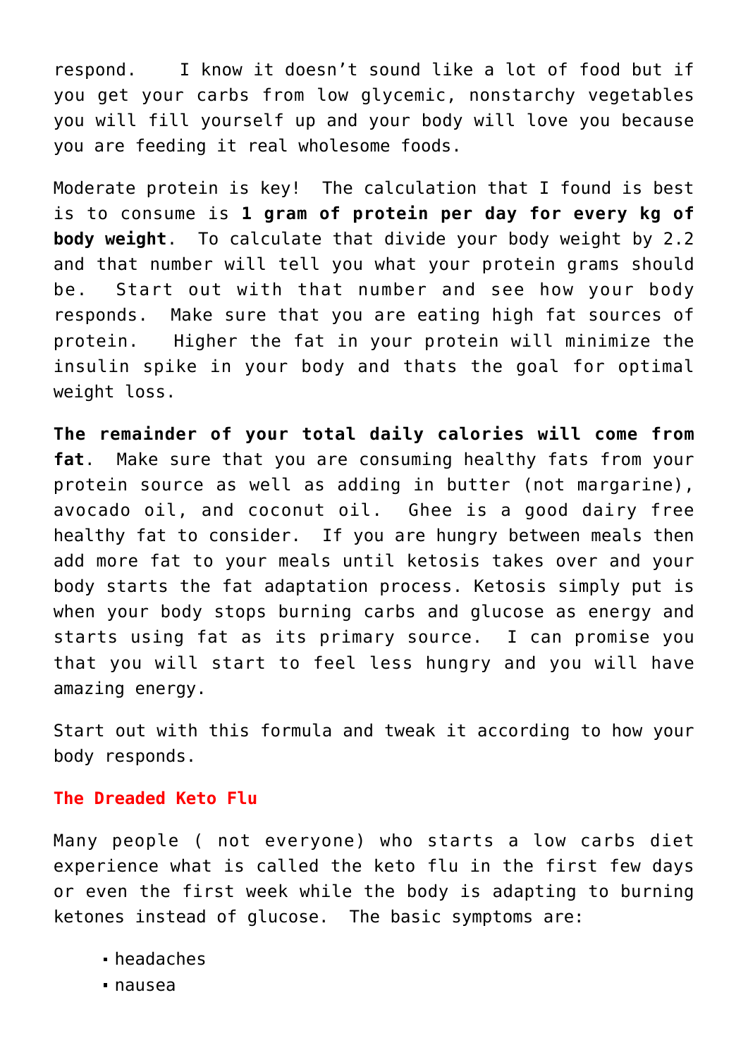respond. I know it doesn't sound like a lot of food but if you get your carbs from low glycemic, nonstarchy vegetables you will fill yourself up and your body will love you because you are feeding it real wholesome foods.

Moderate protein is key! The calculation that I found is best is to consume is **1 gram of protein per day for every kg of body weight**. To calculate that divide your body weight by 2.2 and that number will tell you what your protein grams should be. Start out with that number and see how your body responds. Make sure that you are eating high fat sources of protein. Higher the fat in your protein will minimize the insulin spike in your body and thats the goal for optimal weight loss.

**The remainder of your total daily calories will come from fat**. Make sure that you are consuming healthy fats from your protein source as well as adding in butter (not margarine), avocado oil, and coconut oil. Ghee is a good dairy free healthy fat to consider. If you are hungry between meals then add more fat to your meals until ketosis takes over and your body starts the fat adaptation process. Ketosis simply put is when your body stops burning carbs and glucose as energy and starts using fat as its primary source. I can promise you that you will start to feel less hungry and you will have amazing energy.

Start out with this formula and tweak it according to how your body responds.

### The Dreaded Keto Flu

Many people ( not everyone) who starts a low carbs diet experience what is called the keto flu in the first few days or even the first week while the body is adapting to burning ketones instead of glucose. The basic symptoms are:

- headaches
- nausea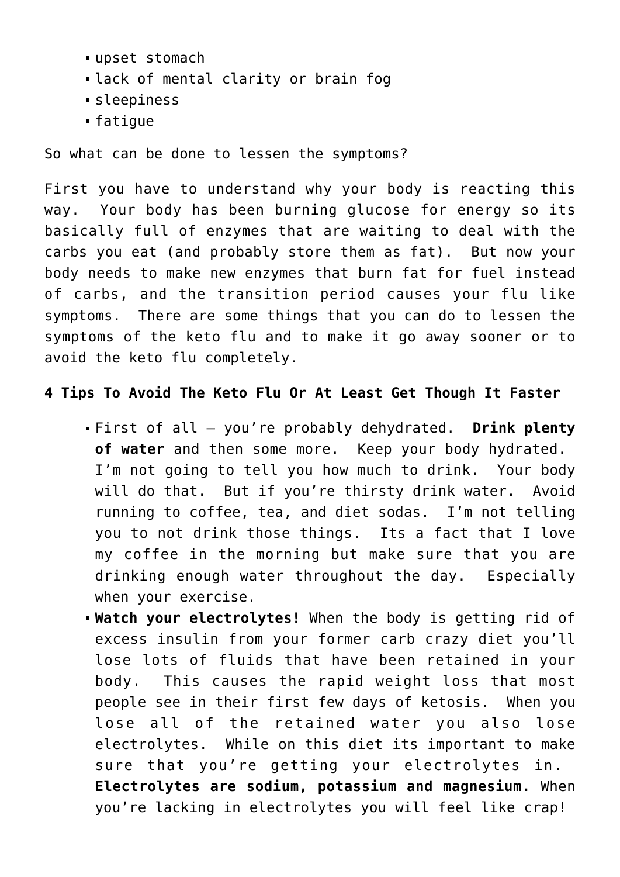- upset stomach
- lack of mental clarity or brain fog
- sleepiness
- fatigue

So what can be done to lessen the symptoms?

First you have to understand why your body is reacting this way. Your body has been burning glucose for energy so its basically full of enzymes that are waiting to deal with the carbs you eat (and probably store them as fat). But now your body needs to make new enzymes that burn fat for fuel instead of carbs, and the transition period causes your flu like symptoms. There are some things that you can do to lessen the symptoms of the keto flu and to make it go away sooner or to avoid the keto flu completely.

**4 Tips To Avoid The Keto Flu Or At Least Get Though It Faster**

- First of all – you're probably dehydrated. **Drink plenty of water** and then some more. Keep your body hydrated. I'm not going to tell you how much to drink. Your body will do that. But if you're thirsty drink water. Avoid running to coffee, tea, and diet sodas. I'm not telling you to not drink those things. Its a fact that I love my coffee in the morning but make sure that you are drinking enough water throughout the day. Especially when your exercise.
- **Watch your electrolytes!** When the body is getting rid of excess insulin from your former carb crazy diet you'll lose lots of fluids that have been retained in your body. This causes the rapid weight loss that most people see in their first few days of ketosis. When you lose all of the retained water you also lose electrolytes. While on this diet its important to make sure that you're getting your electrolytes in. **Electrolytes are sodium, potassium and magnesium.** When you're lacking in electrolytes you will feel like crap!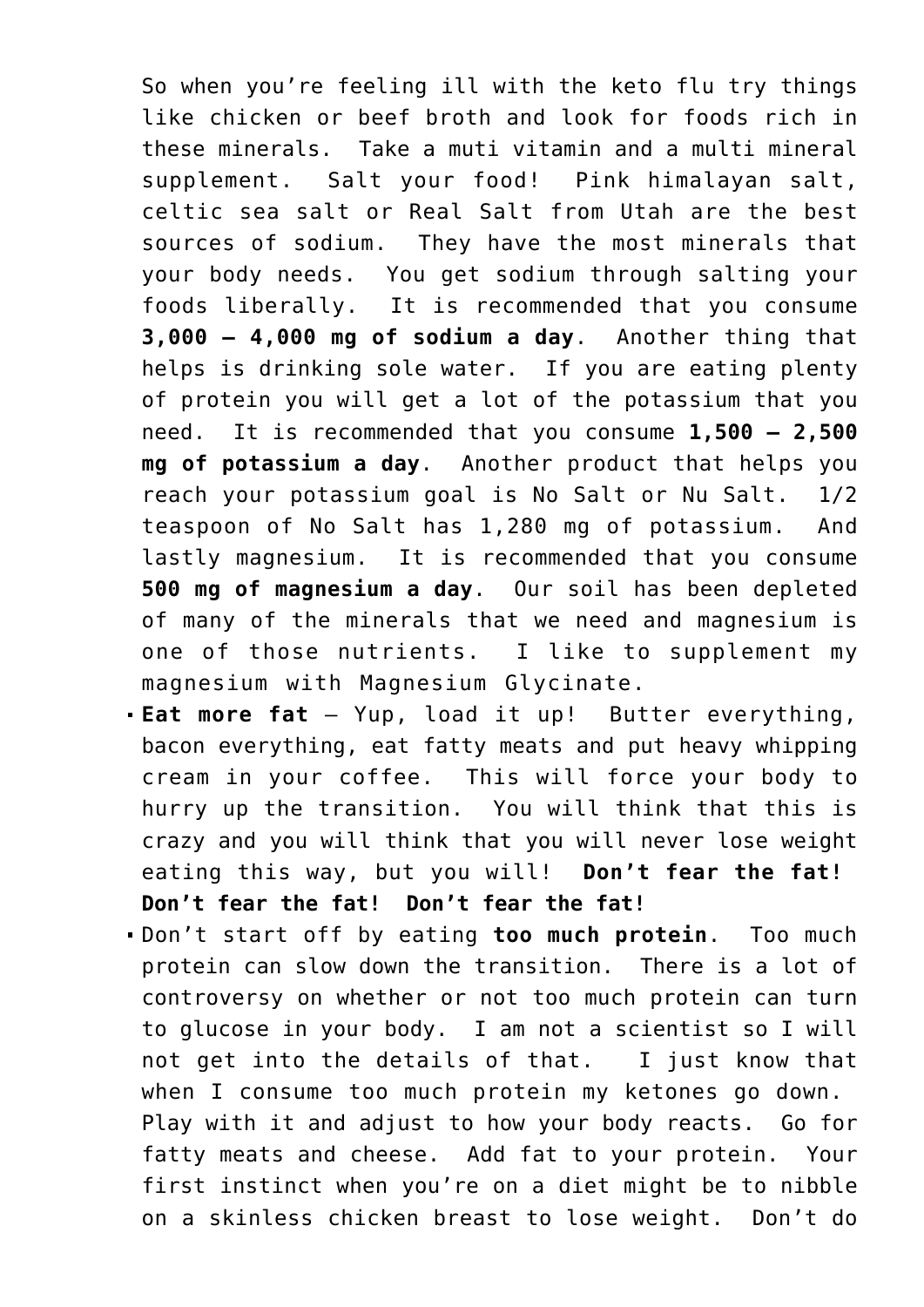So when you're feeling ill with the keto flu try things like chicken or beef broth and look for foods rich in these minerals. Take a muti vitamin and a multi mineral supplement. Salt your food! Pink himalayan salt, celtic sea salt or Real Salt from Utah are the best sources of sodium. They have the most minerals that your body needs. You get sodium through salting your foods liberally. It is recommended that you consume **3,000 – 4,000 mg of sodium a day**. Another thing that helps is drinking sole water. If you are eating plenty of protein you will get a lot of the potassium that you need. It is recommended that you consume **1,500 – 2,500 mg of potassium a day**. Another product that helps you reach your potassium goal is No Salt or Nu Salt. 1/2 teaspoon of No Salt has 1,280 mg of potassium. And lastly magnesium. It is recommended that you consume **500 mg of magnesium a day**. Our soil has been depleted of many of the minerals that we need and magnesium is one of those nutrients. I like to supplement my magnesium with Magnesium Glycinate.

- **Eat more fat** – Yup, load it up! Butter everything, bacon everything, eat fatty meats and put heavy whipping cream in your coffee. This will force your body to hurry up the transition. You will think that this is crazy and you will think that you will never lose weight eating this way, but you will! **Don't fear the fat! Don't fear the fat! Don't fear the fat!**
- Don't start off by eating **too much protein**. Too much protein can slow down the transition. There is a lot of controversy on whether or not too much protein can turn to glucose in your body. I am not a scientist so I will not get into the details of that. I just know that when I consume too much protein my ketones go down. Play with it and adjust to how your body reacts. Go for fatty meats and cheese. Add fat to your protein. Your first instinct when you're on a diet might be to nibble on a skinless chicken breast to lose weight. Don't do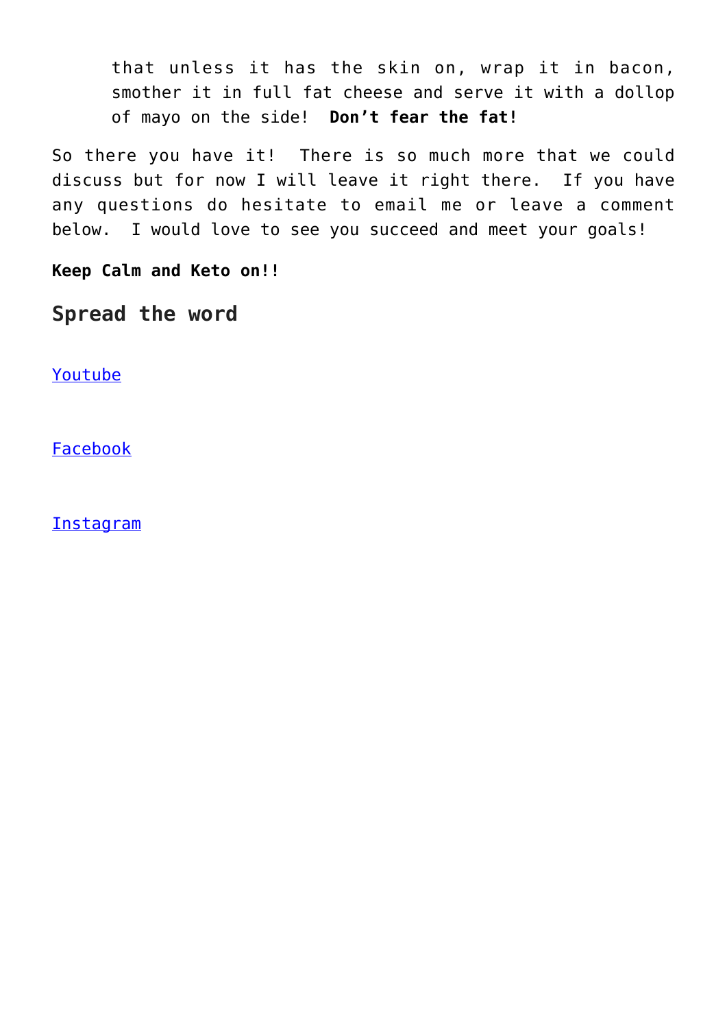that unless it has the skin on, wrap it in bacon, smother it in full fat cheese and serve it with a dollop of mayo on the side! **Don't fear the fat!**

So there you have it! There is so much more that we could discuss but for now I will leave it right there. If you have any questions do hesitate to email me or leave a comment below. I would love to see you succeed and meet your goals!

**Keep Calm and Keto on!!**

## Spread the word

Youtube

Facebook

Instagram